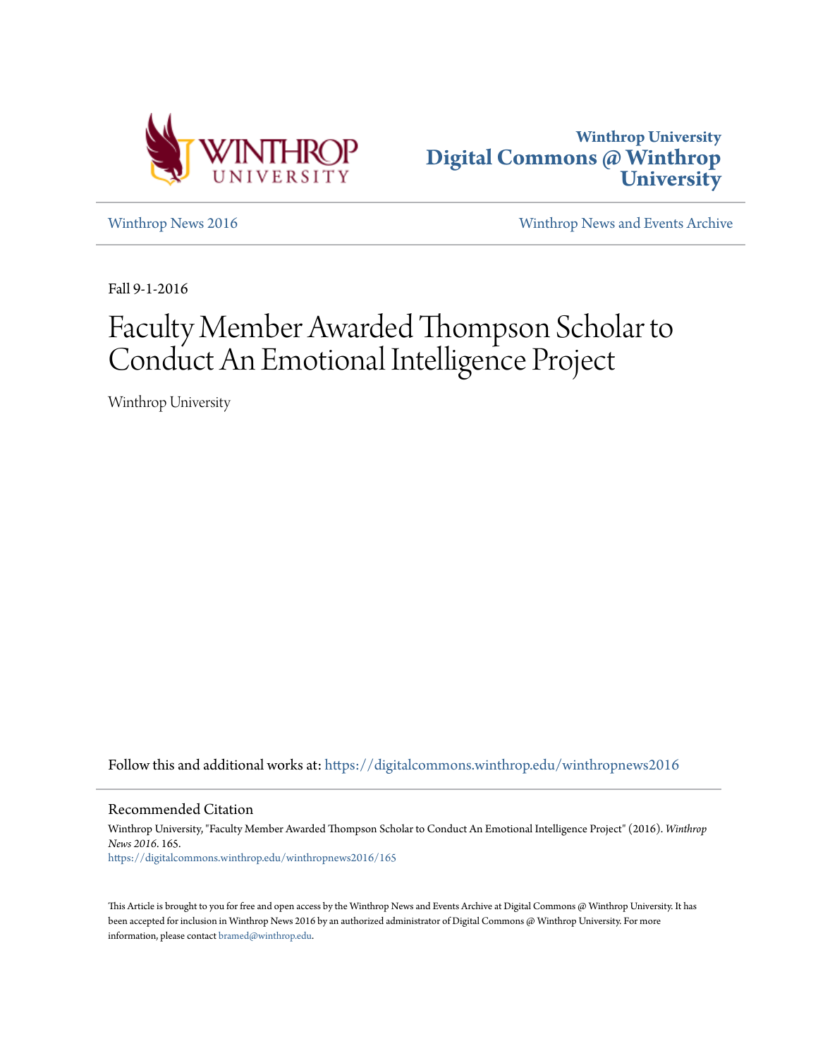Winthrop University
Digital Commons @ Winthrop University

Winthrop News 2016 | Winthrop News and Events Archive

Fall 9-1-2016

# Faculty Member Awarded Thompson Scholar to Conduct An Emotional Intelligence Project

Winthrop University

Follow this and additional works at: https://digitalcommons.winthrop.edu/winthropnews2016

## Recommended Citation

Winthrop University, "Faculty Member Awarded Thompson Scholar to Conduct An Emotional Intelligence Project" (2016). *Winthrop News 2016*. 165.
https://digitalcommons.winthrop.edu/winthropnews2016/165

This Article is brought to you for free and open access by the Winthrop News and Events Archive at Digital Commons @ Winthrop University. It has been accepted for inclusion in Winthrop News 2016 by an authorized administrator of Digital Commons @ Winthrop University. For more information, please contact bramed@winthrop.edu.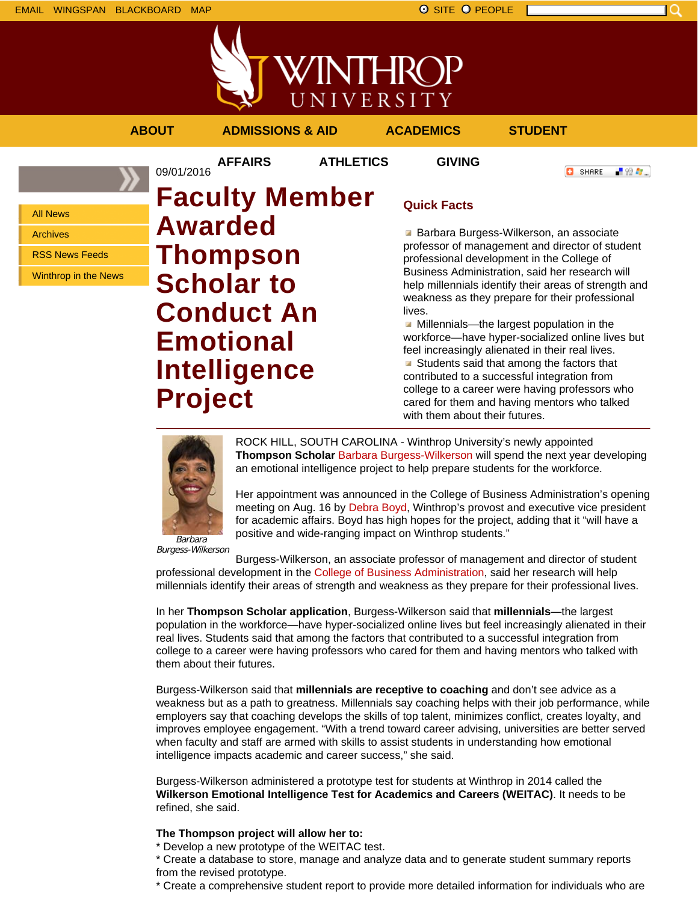EMAIL WINGSPAN BLACKBOARD MAP

SITE PEOPLE

ABOUT ADMISSIONS & AID ACADEMICS STUDENT AFFAIRS ATHLETICS GIVING

- All News
- Archives
- RSS News Feeds
- Winthrop in the News

09/01/2016

# Faculty Member Awarded Thompson Scholar to Conduct An Emotional Intelligence Project

## Quick Facts

- Barbara Burgess-Wilkerson, an associate professor of management and director of student professional development in the College of Business Administration, said her research will help millennials identify their areas of strength and weakness as they prepare for their professional lives.
- Millennials—the largest population in the workforce—have hyper-socialized online lives but feel increasingly alienated in their real lives.
- Students said that among the factors that contributed to a successful integration from college to a career were having professors who cared for them and having mentors who talked with them about their futures.

*Barbara Burgess-Wilkerson*

ROCK HILL, SOUTH CAROLINA - Winthrop University's newly appointed **Thompson Scholar** Barbara Burgess-Wilkerson will spend the next year developing an emotional intelligence project to help prepare students for the workforce.

Her appointment was announced in the College of Business Administration's opening meeting on Aug. 16 by Debra Boyd, Winthrop's provost and executive vice president for academic affairs. Boyd has high hopes for the project, adding that it "will have a positive and wide-ranging impact on Winthrop students."

Burgess-Wilkerson, an associate professor of management and director of student professional development in the College of Business Administration, said her research will help millennials identify their areas of strength and weakness as they prepare for their professional lives.

In her **Thompson Scholar application**, Burgess-Wilkerson said that **millennials**—the largest population in the workforce—have hyper-socialized online lives but feel increasingly alienated in their real lives. Students said that among the factors that contributed to a successful integration from college to a career were having professors who cared for them and having mentors who talked with them about their futures.

Burgess-Wilkerson said that **millennials are receptive to coaching** and don't see advice as a weakness but as a path to greatness. Millennials say coaching helps with their job performance, while employers say that coaching develops the skills of top talent, minimizes conflict, creates loyalty, and improves employee engagement. "With a trend toward career advising, universities are better served when faculty and staff are armed with skills to assist students in understanding how emotional intelligence impacts academic and career success," she said.

Burgess-Wilkerson administered a prototype test for students at Winthrop in 2014 called the **Wilkerson Emotional Intelligence Test for Academics and Careers (WEITAC)**. It needs to be refined, she said.

**The Thompson project will allow her to:**
* Develop a new prototype of the WEITAC test.
* Create a database to store, manage and analyze data and to generate student summary reports from the revised prototype.
* Create a comprehensive student report to provide more detailed information for individuals who are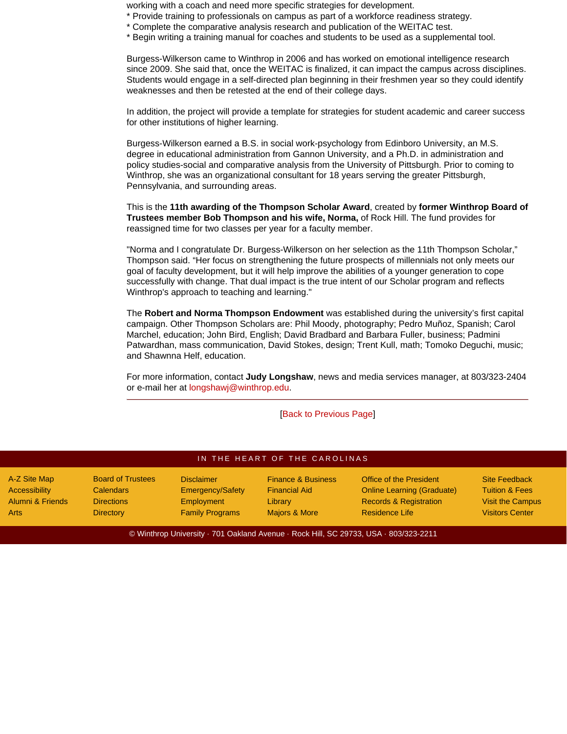working with a coach and need more specific strategies for development.
* Provide training to professionals on campus as part of a workforce readiness strategy.
* Complete the comparative analysis research and publication of the WEITAC test.
* Begin writing a training manual for coaches and students to be used as a supplemental tool.

Burgess-Wilkerson came to Winthrop in 2006 and has worked on emotional intelligence research since 2009. She said that, once the WEITAC is finalized, it can impact the campus across disciplines. Students would engage in a self-directed plan beginning in their freshmen year so they could identify weaknesses and then be retested at the end of their college days.

In addition, the project will provide a template for strategies for student academic and career success for other institutions of higher learning.

Burgess-Wilkerson earned a B.S. in social work-psychology from Edinboro University, an M.S. degree in educational administration from Gannon University, and a Ph.D. in administration and policy studies-social and comparative analysis from the University of Pittsburgh. Prior to coming to Winthrop, she was an organizational consultant for 18 years serving the greater Pittsburgh, Pennsylvania, and surrounding areas.

This is the **11th awarding of the Thompson Scholar Award**, created by **former Winthrop Board of Trustees member Bob Thompson and his wife, Norma,** of Rock Hill. The fund provides for reassigned time for two classes per year for a faculty member.

"Norma and I congratulate Dr. Burgess-Wilkerson on her selection as the 11th Thompson Scholar," Thompson said. "Her focus on strengthening the future prospects of millennials not only meets our goal of faculty development, but it will help improve the abilities of a younger generation to cope successfully with change. That dual impact is the true intent of our Scholar program and reflects Winthrop's approach to teaching and learning."

The **Robert and Norma Thompson Endowment** was established during the university's first capital campaign. Other Thompson Scholars are: Phil Moody, photography; Pedro Muñoz, Spanish; Carol Marchel, education; John Bird, English; David Bradbard and Barbara Fuller, business; Padmini Patwardhan, mass communication, David Stokes, design; Trent Kull, math; Tomoko Deguchi, music; and Shawnna Helf, education.

For more information, contact **Judy Longshaw**, news and media services manager, at 803/323-2404 or e-mail her at longshawj@winthrop.edu.

---

[Back to Previous Page]

IN THE HEART OF THE CAROLINAS

A-Z Site Map
Accessibility
Alumni & Friends
Arts
Board of Trustees
Calendars
Directions
Directory
Disclaimer
Emergency/Safety
Employment
Family Programs
Finance & Business
Financial Aid
Library
Majors & More
Office of the President
Online Learning (Graduate)
Records & Registration
Residence Life
Site Feedback
Tuition & Fees
Visit the Campus
Visitors Center

© Winthrop University · 701 Oakland Avenue · Rock Hill, SC 29733, USA · 803/323-2211